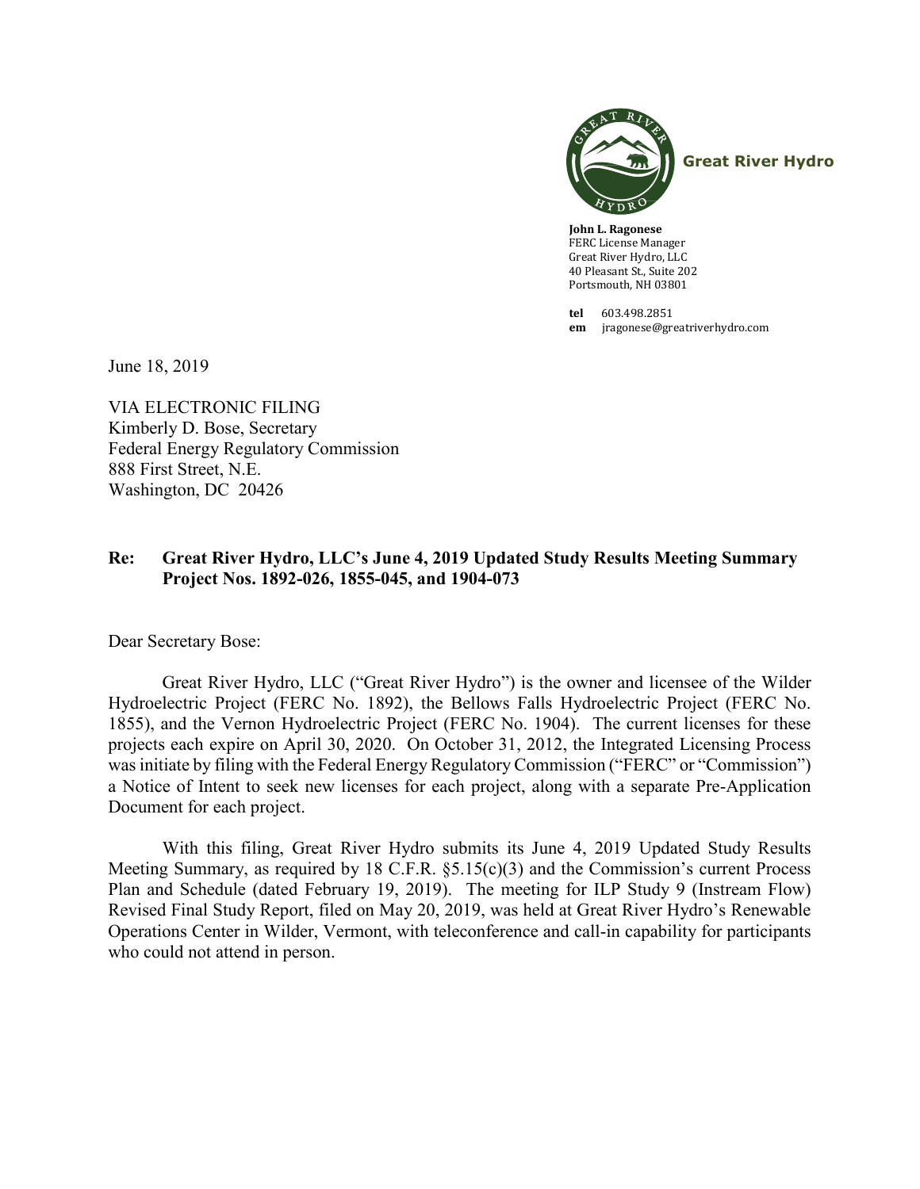Great River Hydro

**John L. Ragonese**
FERC License Manager
Great River Hydro, LLC
40 Pleasant St., Suite 202
Portsmouth, NH 03801

**tel** 603.498.2851
**em** jragonese@greatriverhydro.com

June 18, 2019

VIA ELECTRONIC FILING
Kimberly D. Bose, Secretary
Federal Energy Regulatory Commission
888 First Street, N.E.
Washington, DC 20426

**Re: Great River Hydro, LLC's June 4, 2019 Updated Study Results Meeting Summary Project Nos. 1892-026, 1855-045, and 1904-073**

Dear Secretary Bose:

Great River Hydro, LLC ("Great River Hydro") is the owner and licensee of the Wilder Hydroelectric Project (FERC No. 1892), the Bellows Falls Hydroelectric Project (FERC No. 1855), and the Vernon Hydroelectric Project (FERC No. 1904). The current licenses for these projects each expire on April 30, 2020. On October 31, 2012, the Integrated Licensing Process was initiate by filing with the Federal Energy Regulatory Commission ("FERC" or "Commission") a Notice of Intent to seek new licenses for each project, along with a separate Pre-Application Document for each project.

With this filing, Great River Hydro submits its June 4, 2019 Updated Study Results Meeting Summary, as required by 18 C.F.R. §5.15(c)(3) and the Commission's current Process Plan and Schedule (dated February 19, 2019). The meeting for ILP Study 9 (Instream Flow) Revised Final Study Report, filed on May 20, 2019, was held at Great River Hydro's Renewable Operations Center in Wilder, Vermont, with teleconference and call-in capability for participants who could not attend in person.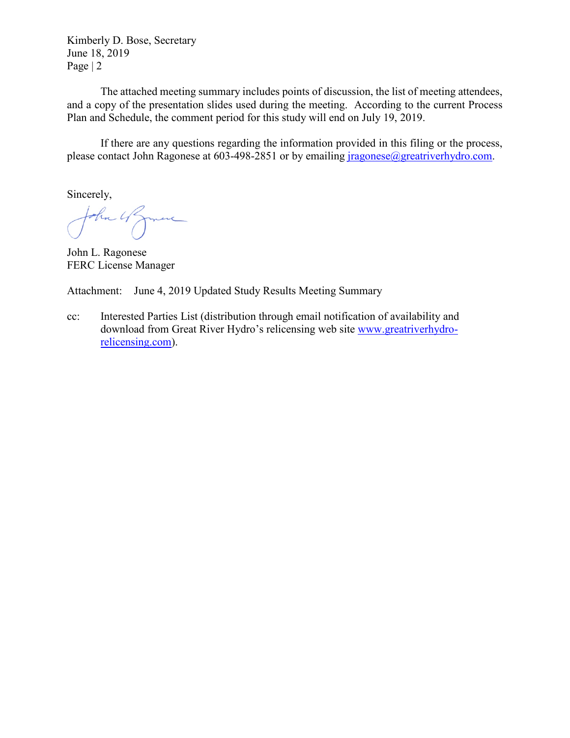The attached meeting summary includes points of discussion, the list of meeting attendees, and a copy of the presentation slides used during the meeting. According to the current Process Plan and Schedule, the comment period for this study will end on July 19, 2019.

If there are any questions regarding the information provided in this filing or the process, please contact John Ragonese at 603-498-2851 or by emailing jragonese@greatriverhydro.com.

Sincerely,

John L. Ragonese
FERC License Manager

Attachment: June 4, 2019 Updated Study Results Meeting Summary

cc: Interested Parties List (distribution through email notification of availability and download from Great River Hydro's relicensing web site www.greatriverhydro-relicensing.com).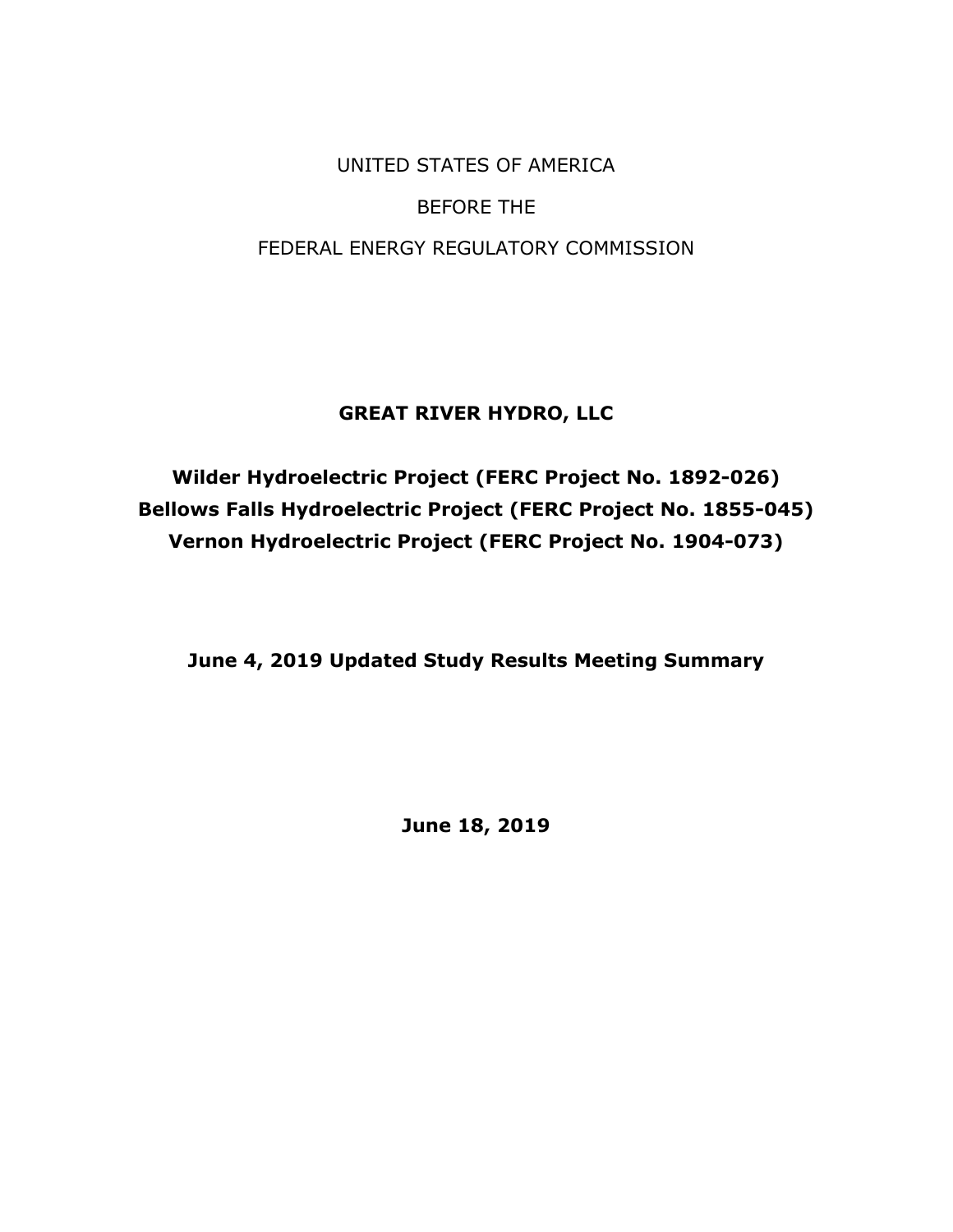UNITED STATES OF AMERICA

BEFORE THE

FEDERAL ENERGY REGULATORY COMMISSION

**GREAT RIVER HYDRO, LLC**

**Wilder Hydroelectric Project (FERC Project No. 1892-026)**
**Bellows Falls Hydroelectric Project (FERC Project No. 1855-045)**
**Vernon Hydroelectric Project (FERC Project No. 1904-073)**

**June 4, 2019 Updated Study Results Meeting Summary**

**June 18, 2019**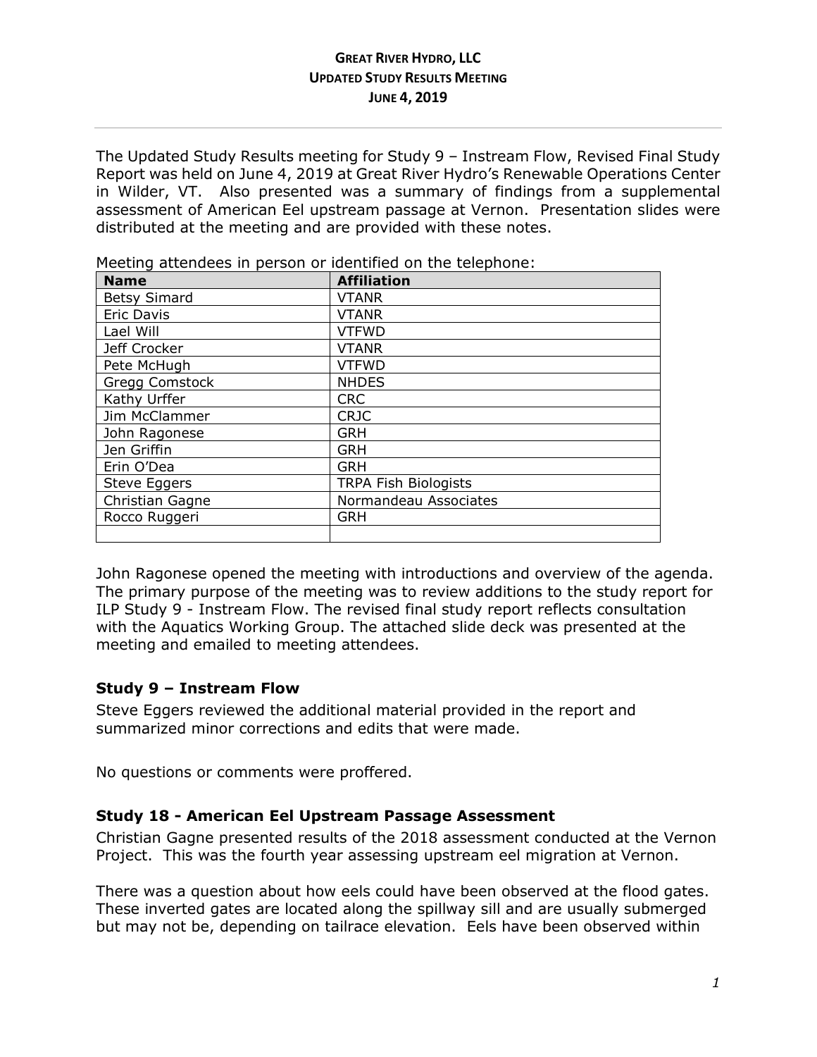**GREAT RIVER HYDRO, LLC**
**UPDATED STUDY RESULTS MEETING**
**JUNE 4, 2019**

---

The Updated Study Results meeting for Study 9 – Instream Flow, Revised Final Study Report was held on June 4, 2019 at Great River Hydro's Renewable Operations Center in Wilder, VT. Also presented was a summary of findings from a supplemental assessment of American Eel upstream passage at Vernon. Presentation slides were distributed at the meeting and are provided with these notes.

Meeting attendees in person or identified on the telephone:

| Name | Affiliation |
|---|---|
| Betsy Simard | VTANR |
| Eric Davis | VTANR |
| Lael Will | VTFWD |
| Jeff Crocker | VTANR |
| Pete McHugh | VTFWD |
| Gregg Comstock | NHDES |
| Kathy Urffer | CRC |
| Jim McClammer | CRJC |
| John Ragonese | GRH |
| Jen Griffin | GRH |
| Erin O'Dea | GRH |
| Steve Eggers | TRPA Fish Biologists |
| Christian Gagne | Normandeau Associates |
| Rocco Ruggeri | GRH |
| | |

John Ragonese opened the meeting with introductions and overview of the agenda. The primary purpose of the meeting was to review additions to the study report for ILP Study 9 - Instream Flow. The revised final study report reflects consultation with the Aquatics Working Group. The attached slide deck was presented at the meeting and emailed to meeting attendees.

## Study 9 – Instream Flow

Steve Eggers reviewed the additional material provided in the report and summarized minor corrections and edits that were made.

No questions or comments were proffered.

## Study 18 - American Eel Upstream Passage Assessment

Christian Gagne presented results of the 2018 assessment conducted at the Vernon Project. This was the fourth year assessing upstream eel migration at Vernon.

There was a question about how eels could have been observed at the flood gates. These inverted gates are located along the spillway sill and are usually submerged but may not be, depending on tailrace elevation. Eels have been observed within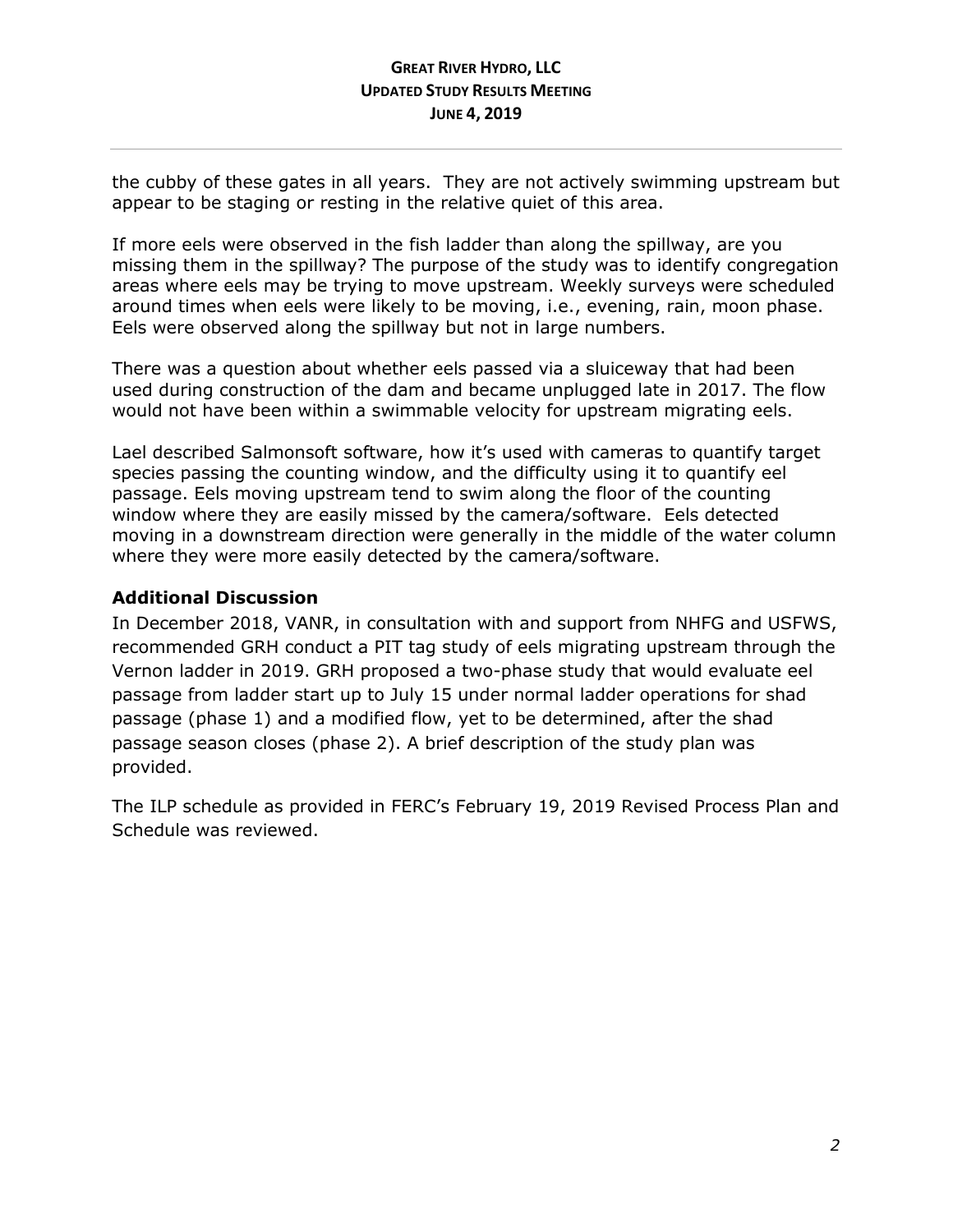the cubby of these gates in all years. They are not actively swimming upstream but appear to be staging or resting in the relative quiet of this area.

If more eels were observed in the fish ladder than along the spillway, are you missing them in the spillway? The purpose of the study was to identify congregation areas where eels may be trying to move upstream. Weekly surveys were scheduled around times when eels were likely to be moving, i.e., evening, rain, moon phase. Eels were observed along the spillway but not in large numbers.

There was a question about whether eels passed via a sluiceway that had been used during construction of the dam and became unplugged late in 2017. The flow would not have been within a swimmable velocity for upstream migrating eels.

Lael described Salmonsoft software, how it's used with cameras to quantify target species passing the counting window, and the difficulty using it to quantify eel passage. Eels moving upstream tend to swim along the floor of the counting window where they are easily missed by the camera/software. Eels detected moving in a downstream direction were generally in the middle of the water column where they were more easily detected by the camera/software.

### Additional Discussion

In December 2018, VANR, in consultation with and support from NHFG and USFWS, recommended GRH conduct a PIT tag study of eels migrating upstream through the Vernon ladder in 2019. GRH proposed a two-phase study that would evaluate eel passage from ladder start up to July 15 under normal ladder operations for shad passage (phase 1) and a modified flow, yet to be determined, after the shad passage season closes (phase 2). A brief description of the study plan was provided.

The ILP schedule as provided in FERC's February 19, 2019 Revised Process Plan and Schedule was reviewed.